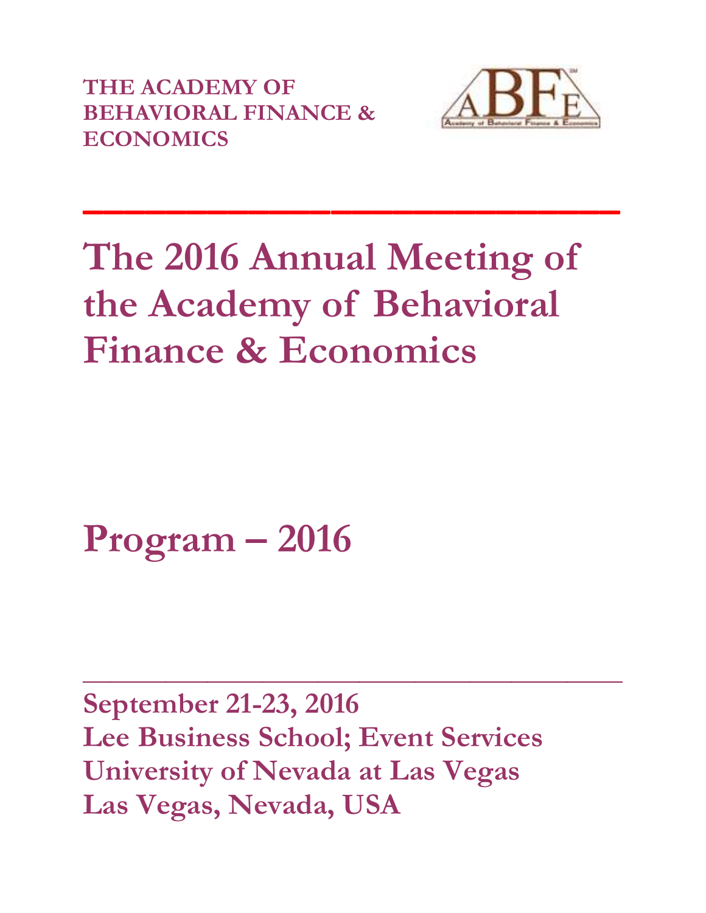**THE ACADEMY OF BEHAVIORAL FINANCE & ECONOMICS**

# The 2016 Annual Meeting of the Academy of Behavioral Finance & Economics

# Program – 2016

**September 21-23, 2016**
**Lee Business School; Event Services**
**University of Nevada at Las Vegas**
**Las Vegas, Nevada, USA**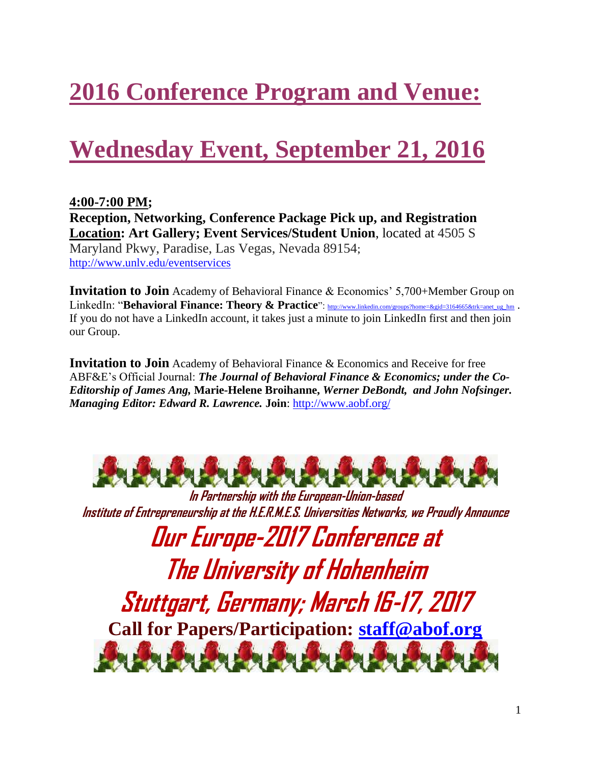# 2016 Conference Program and Venue:

# Wednesday Event, September 21, 2016

**4:00-7:00 PM;**
**Reception, Networking, Conference Package Pick up, and Registration**
**Location: Art Gallery; Event Services/Student Union**, located at 4505 S Maryland Pkwy, Paradise, Las Vegas, Nevada 89154; http://www.unlv.edu/eventservices

**Invitation to Join** Academy of Behavioral Finance & Economics' 5,700+Member Group on LinkedIn: "**Behavioral Finance: Theory & Practice**": http://www.linkedin.com/groups?home=&gid=3164665&trk=anet_ug_hm . If you do not have a LinkedIn account, it takes just a minute to join LinkedIn first and then join our Group.

**Invitation to Join** Academy of Behavioral Finance & Economics and Receive for free ABF&E's Official Journal: ***The Journal of Behavioral Finance & Economics; under the Co-Editorship of James Ang,*** **Marie-Helene Broihanne,** ***Werner DeBondt, and John Nofsinger. Managing Editor: Edward R. Lawrence.*** **Join**: http://www.aobf.org/

**In Partnership with the European-Union-based Institute of Entrepreneurship at the H.E.R.M.E.S. Universities Networks, we Proudly Announce**

**Our Europe-2017 Conference at The University of Hohenheim Stuttgart, Germany; March 16-17, 2017**

**Call for Papers/Participation: staff@abof.org**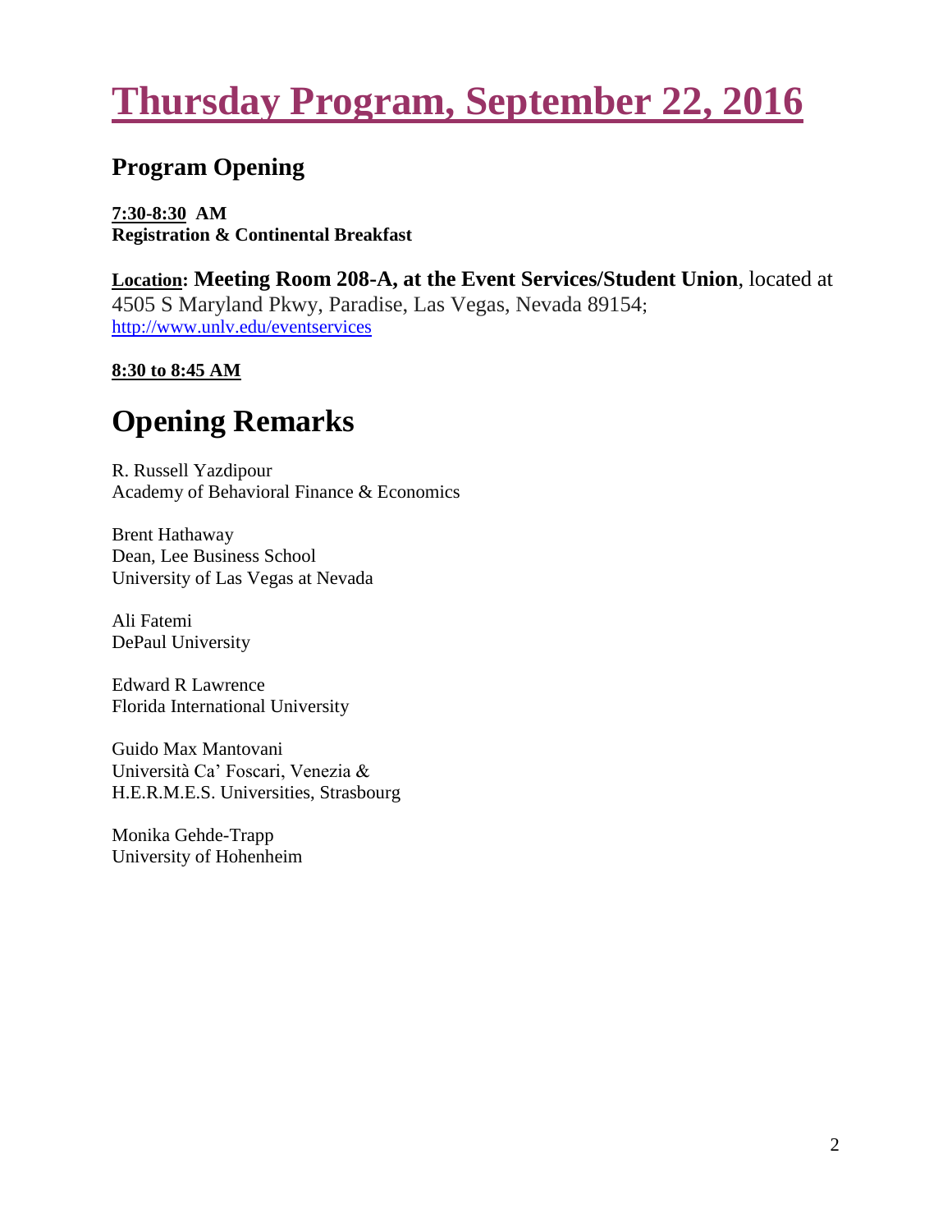# Thursday Program, September 22, 2016

## Program Opening

**7:30-8:30 AM**
**Registration & Continental Breakfast**

**Location: Meeting Room 208-A, at the Event Services/Student Union**, located at 4505 S Maryland Pkwy, Paradise, Las Vegas, Nevada 89154; http://www.unlv.edu/eventservices

**8:30 to 8:45 AM**

## Opening Remarks

R. Russell Yazdipour
Academy of Behavioral Finance & Economics

Brent Hathaway
Dean, Lee Business School
University of Las Vegas at Nevada

Ali Fatemi
DePaul University

Edward R Lawrence
Florida International University

Guido Max Mantovani
Università Ca' Foscari, Venezia &
H.E.R.M.E.S. Universities, Strasbourg

Monika Gehde-Trapp
University of Hohenheim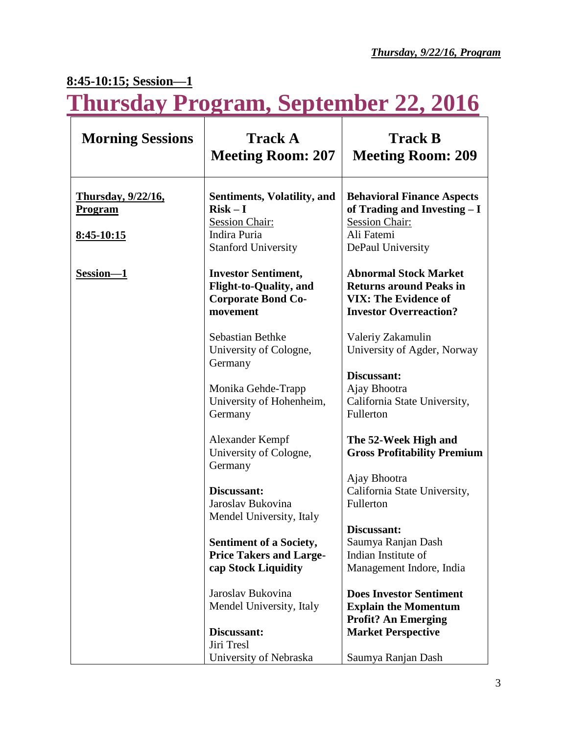**8:45-10:15; Session—1**

# Thursday Program, September 22, 2016

| Morning Sessions | Track A<br>Meeting Room: 207 | Track B<br>Meeting Room: 209 |
|---|---|---|
| **Thursday, 9/22/16, Program**<br><br>**8:45-10:15**<br><br>**Session—1** | **Sentiments, Volatility, and Risk – I**<br>Session Chair:<br>Indira Puria<br>Stanford University<br><br>**Investor Sentiment, Flight-to-Quality, and Corporate Bond Co-movement**<br><br>Sebastian Bethke<br>University of Cologne, Germany<br><br>Monika Gehde-Trapp<br>University of Hohenheim, Germany<br><br>Alexander Kempf<br>University of Cologne, Germany<br><br>**Discussant:**<br>Jaroslav Bukovina<br>Mendel University, Italy<br><br>**Sentiment of a Society, Price Takers and Large-cap Stock Liquidity**<br><br>Jaroslav Bukovina<br>Mendel University, Italy<br><br>**Discussant:**<br>Jiri Tresl<br>University of Nebraska | **Behavioral Finance Aspects of Trading and Investing – I**<br>Session Chair:<br>Ali Fatemi<br>DePaul University<br><br>**Abnormal Stock Market Returns around Peaks in VIX: The Evidence of Investor Overreaction?**<br><br>Valeriy Zakamulin<br>University of Agder, Norway<br><br>**Discussant:**<br>Ajay Bhootra<br>California State University, Fullerton<br><br>**The 52-Week High and Gross Profitability Premium**<br><br>Ajay Bhootra<br>California State University, Fullerton<br><br>**Discussant:**<br>Saumya Ranjan Dash<br>Indian Institute of Management Indore, India<br><br>**Does Investor Sentiment Explain the Momentum Profit? An Emerging Market Perspective**<br><br>Saumya Ranjan Dash |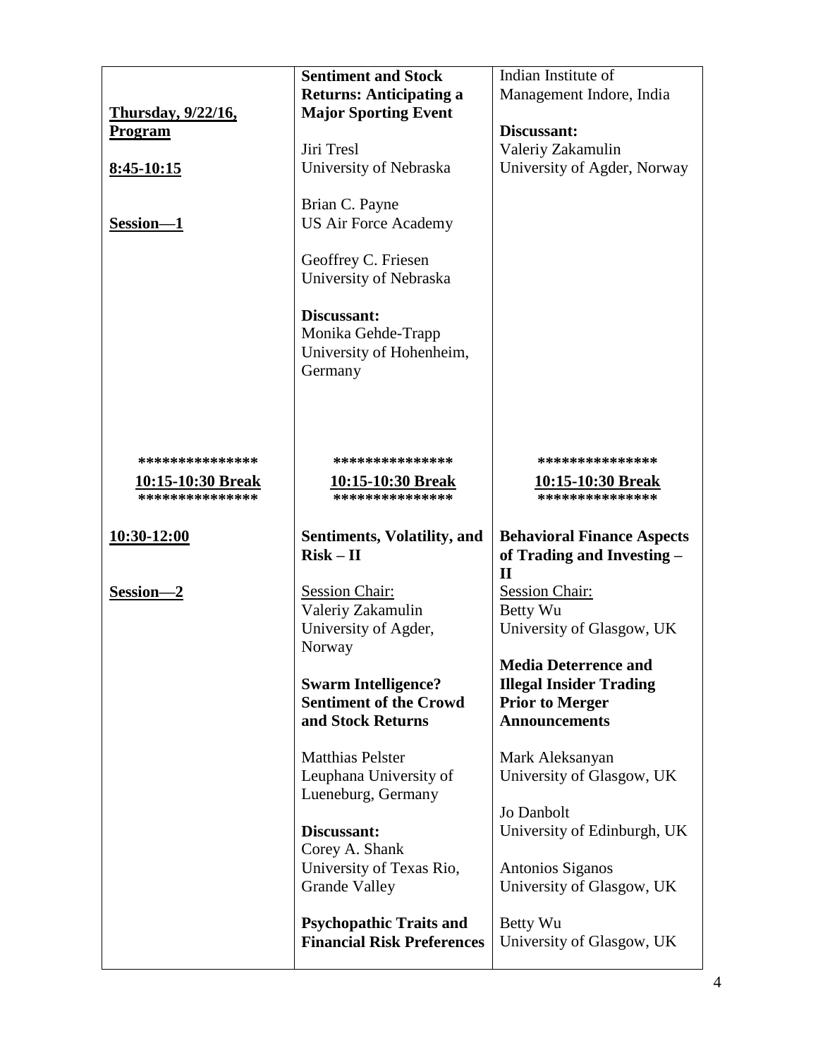| | | |
|---|---|---|
| **Thursday, 9/22/16, Program**<br><br>**8:45-10:15**<br><br>**Session—1** | **Sentiment and Stock Returns: Anticipating a Major Sporting Event**<br><br>Jiri Tresl<br>University of Nebraska<br><br>Brian C. Payne<br>US Air Force Academy<br><br>Geoffrey C. Friesen<br>University of Nebraska<br><br>**Discussant:**<br>Monika Gehde-Trapp<br>University of Hohenheim, Germany | Indian Institute of Management Indore, India<br><br>**Discussant:**<br>Valeriy Zakamulin<br>University of Agder, Norway |
| ***************<br>**10:15-10:30 Break**<br>*************** | ***************<br>**10:15-10:30 Break**<br>*************** | ***************<br>**10:15-10:30 Break**<br>*************** |
| **10:30-12:00**<br><br>**Session—2** | **Sentiments, Volatility, and Risk – II**<br><br>Session Chair:<br>Valeriy Zakamulin<br>University of Agder, Norway<br><br>**Swarm Intelligence? Sentiment of the Crowd and Stock Returns**<br><br>Matthias Pelster<br>Leuphana University of Lueneburg, Germany<br><br>**Discussant:**<br>Corey A. Shank<br>University of Texas Rio, Grande Valley<br><br>**Psychopathic Traits and Financial Risk Preferences** | **Behavioral Finance Aspects of Trading and Investing – II**<br><br>Session Chair:<br>Betty Wu<br>University of Glasgow, UK<br><br>**Media Deterrence and Illegal Insider Trading Prior to Merger Announcements**<br><br>Mark Aleksanyan<br>University of Glasgow, UK<br><br>Jo Danbolt<br>University of Edinburgh, UK<br><br>Antonios Siganos<br>University of Glasgow, UK<br><br>Betty Wu<br>University of Glasgow, UK |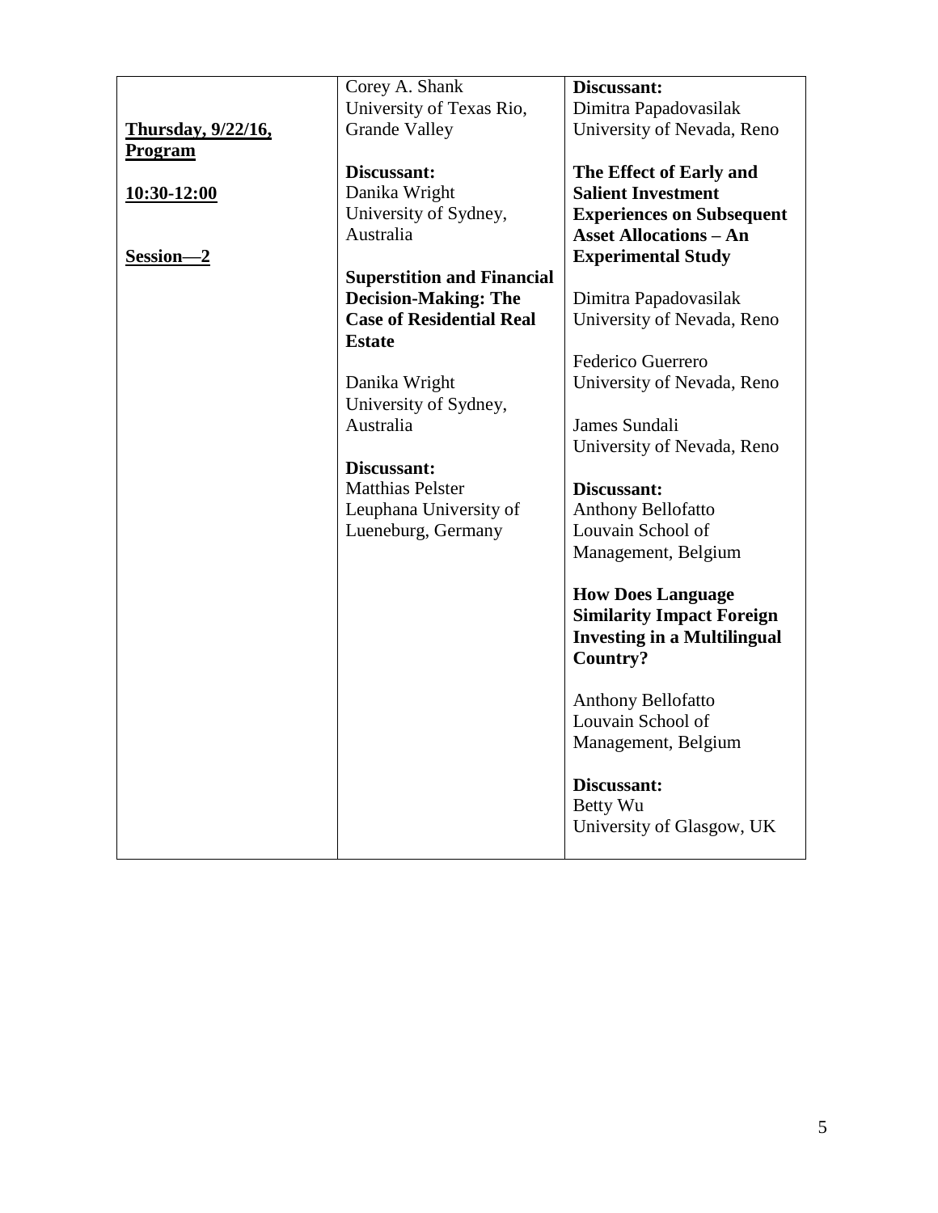| **Thursday, 9/22/16, Program**<br><br>**10:30-12:00**<br><br>**Session—2** | Corey A. Shank<br>University of Texas Rio, Grande Valley<br><br>**Discussant:**<br>Danika Wright<br>University of Sydney, Australia<br><br>**Superstition and Financial Decision-Making: The Case of Residential Real Estate**<br><br>Danika Wright<br>University of Sydney, Australia<br><br>**Discussant:**<br>Matthias Pelster<br>Leuphana University of Lueneburg, Germany | **Discussant:**<br>Dimitra Papadovasilak<br>University of Nevada, Reno<br><br>**The Effect of Early and Salient Investment Experiences on Subsequent Asset Allocations – An Experimental Study**<br><br>Dimitra Papadovasilak<br>University of Nevada, Reno<br><br>Federico Guerrero<br>University of Nevada, Reno<br><br>James Sundali<br>University of Nevada, Reno<br><br>**Discussant:**<br>Anthony Bellofatto<br>Louvain School of Management, Belgium<br><br>**How Does Language Similarity Impact Foreign Investing in a Multilingual Country?**<br><br>Anthony Bellofatto<br>Louvain School of Management, Belgium<br><br>**Discussant:**<br>Betty Wu<br>University of Glasgow, UK |
|---|---|---|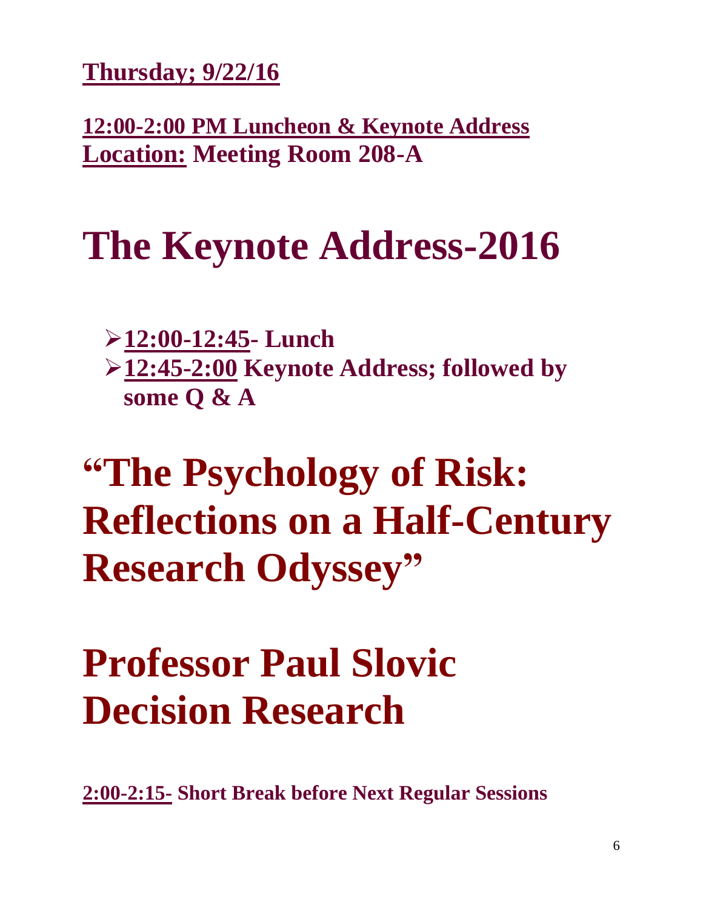**Thursday; 9/22/16**

**12:00-2:00 PM Luncheon & Keynote Address**
**Location: Meeting Room 208-A**

# The Keynote Address-2016

- **12:00-12:45- Lunch**
- **12:45-2:00 Keynote Address; followed by some Q & A**

# "The Psychology of Risk: Reflections on a Half-Century Research Odyssey"

# Professor Paul Slovic
# Decision Research

**2:00-2:15- Short Break before Next Regular Sessions**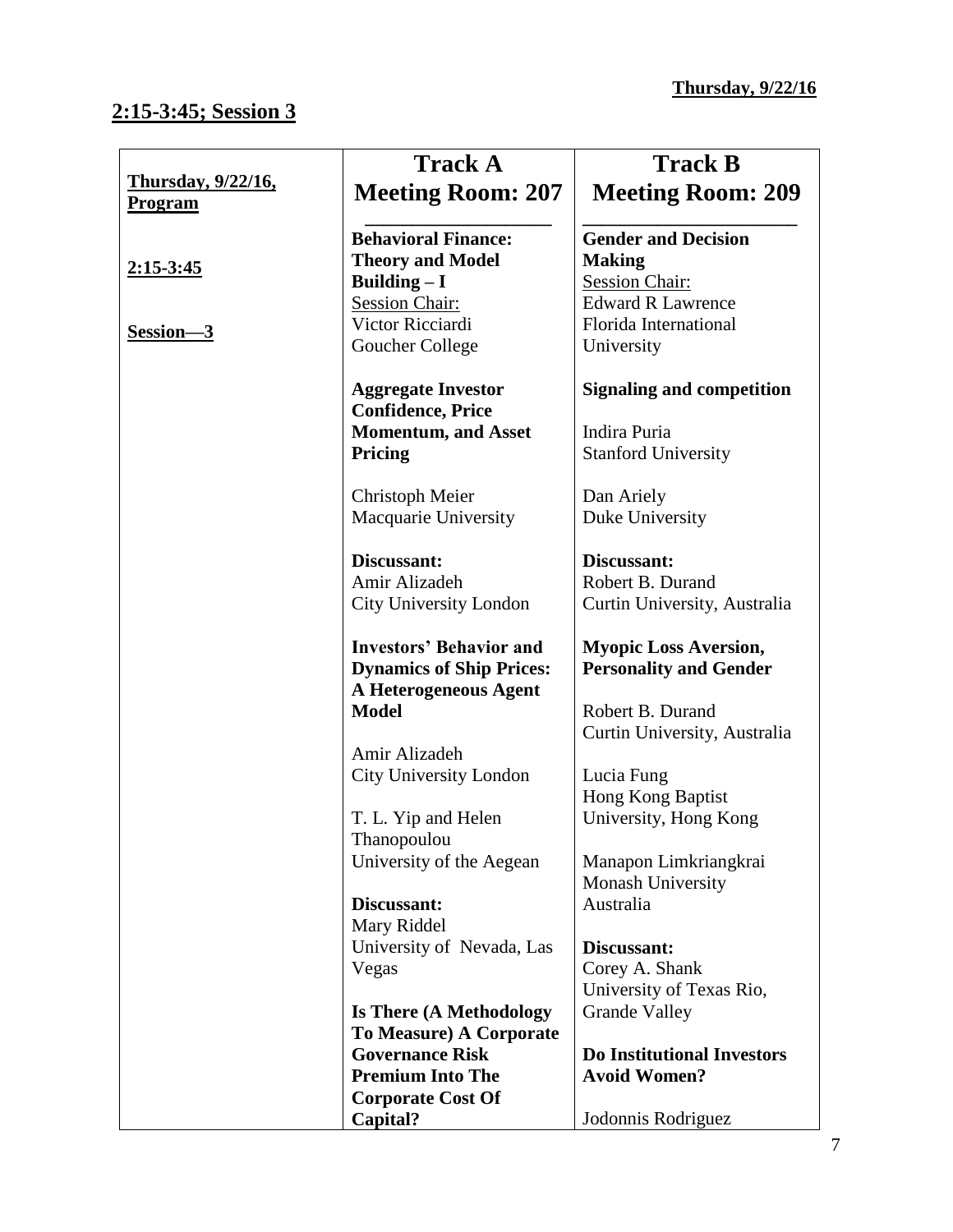**Thursday, 9/22/16**

## 2:15-3:45; Session 3

| Thursday, 9/22/16, Program | Track A Meeting Room: 207 | Track B Meeting Room: 209 |
|---|---|---|
| **2:15-3:45** <br><br> **Session—3** | **Behavioral Finance: Theory and Model Building – I** <br> Session Chair: <br> Victor Ricciardi <br> Goucher College <br><br> **Aggregate Investor Confidence, Price Momentum, and Asset Pricing** <br><br> Christoph Meier <br> Macquarie University <br><br> **Discussant:** <br> Amir Alizadeh <br> City University London <br><br> **Investors' Behavior and Dynamics of Ship Prices: A Heterogeneous Agent Model** <br><br> Amir Alizadeh <br> City University London <br><br> T. L. Yip and Helen Thanopoulou <br> University of the Aegean <br><br> **Discussant:** <br> Mary Riddel <br> University of Nevada, Las Vegas <br><br> **Is There (A Methodology To Measure) A Corporate Governance Risk Premium Into The Corporate Cost Of Capital?** | **Gender and Decision Making** <br> Session Chair: <br> Edward R Lawrence <br> Florida International University <br><br> **Signaling and competition** <br><br> Indira Puria <br> Stanford University <br><br> Dan Ariely <br> Duke University <br><br> **Discussant:** <br> Robert B. Durand <br> Curtin University, Australia <br><br> **Myopic Loss Aversion, Personality and Gender** <br><br> Robert B. Durand <br> Curtin University, Australia <br><br> Lucia Fung <br> Hong Kong Baptist University, Hong Kong <br><br> Manapon Limkriangkrai <br> Monash University Australia <br><br> **Discussant:** <br> Corey A. Shank <br> University of Texas Rio, Grande Valley <br><br> **Do Institutional Investors Avoid Women?** <br><br> Jodonnis Rodriguez |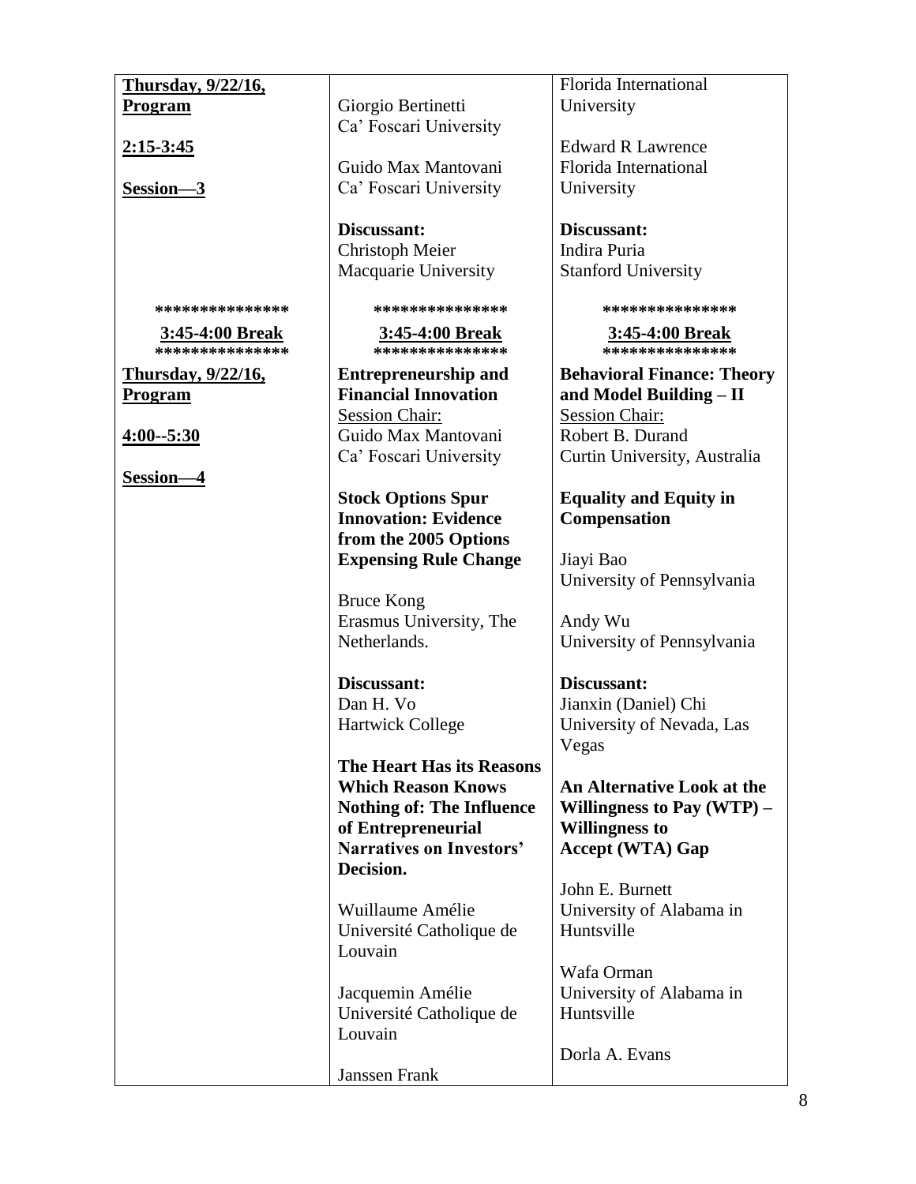| Thursday, 9/22/16, Program<br><br>2:15-3:45<br><br>Session—3 | Giorgio Bertinetti<br>Ca' Foscari University<br><br>Guido Max Mantovani<br>Ca' Foscari University<br><br>**Discussant:**<br>Christoph Meier<br>Macquarie University | Florida International University<br><br>Edward R Lawrence<br>Florida International University<br><br>**Discussant:**<br>Indira Puria<br>Stanford University |
|---|---|---|
| ***************<br>3:45-4:00 Break<br>*************** | ***************<br>3:45-4:00 Break<br>*************** | ***************<br>3:45-4:00 Break<br>*************** |
| Thursday, 9/22/16, Program<br><br>4:00--5:30<br><br>Session—4 | **Entrepreneurship and Financial Innovation**<br>Session Chair:<br>Guido Max Mantovani<br>Ca' Foscari University<br><br>**Stock Options Spur Innovation: Evidence from the 2005 Options Expensing Rule Change**<br><br>Bruce Kong<br>Erasmus University, The Netherlands.<br><br>**Discussant:**<br>Dan H. Vo<br>Hartwick College<br><br>**The Heart Has its Reasons Which Reason Knows Nothing of: The Influence of Entrepreneurial Narratives on Investors' Decision.**<br><br>Wuillaume Amélie<br>Université Catholique de Louvain<br><br>Jacquemin Amélie<br>Université Catholique de Louvain<br><br>Janssen Frank | **Behavioral Finance: Theory and Model Building – II**<br>Session Chair:<br>Robert B. Durand<br>Curtin University, Australia<br><br>**Equality and Equity in Compensation**<br><br>Jiayi Bao<br>University of Pennsylvania<br><br>Andy Wu<br>University of Pennsylvania<br><br>**Discussant:**<br>Jianxin (Daniel) Chi<br>University of Nevada, Las Vegas<br><br>**An Alternative Look at the Willingness to Pay (WTP) – Willingness to Accept (WTA) Gap**<br><br>John E. Burnett<br>University of Alabama in Huntsville<br><br>Wafa Orman<br>University of Alabama in Huntsville<br><br>Dorla A. Evans |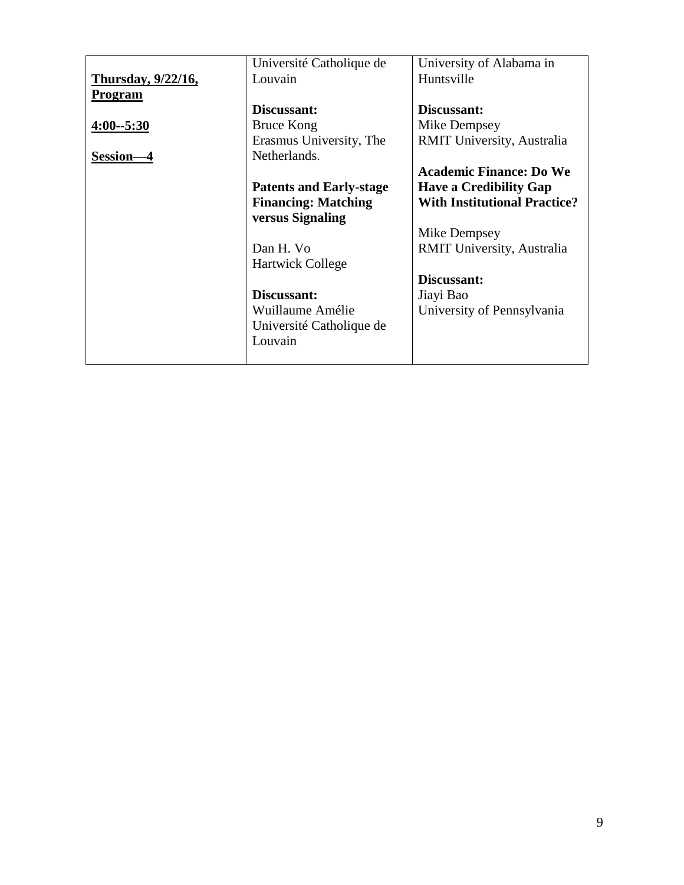| **Thursday, 9/22/16, Program**<br><br>**4:00--5:30**<br><br>**Session—4** | Université Catholique de Louvain<br><br>**Discussant:**<br>Bruce Kong<br>Erasmus University, The Netherlands.<br><br>**Patents and Early-stage Financing: Matching versus Signaling**<br><br>Dan H. Vo<br>Hartwick College<br><br>**Discussant:**<br>Wuillaume Amélie<br>Université Catholique de Louvain | University of Alabama in Huntsville<br><br>**Discussant:**<br>Mike Dempsey<br>RMIT University, Australia<br><br>**Academic Finance: Do We Have a Credibility Gap With Institutional Practice?**<br><br>Mike Dempsey<br>RMIT University, Australia<br><br>**Discussant:**<br>Jiayi Bao<br>University of Pennsylvania |
|---|---|---|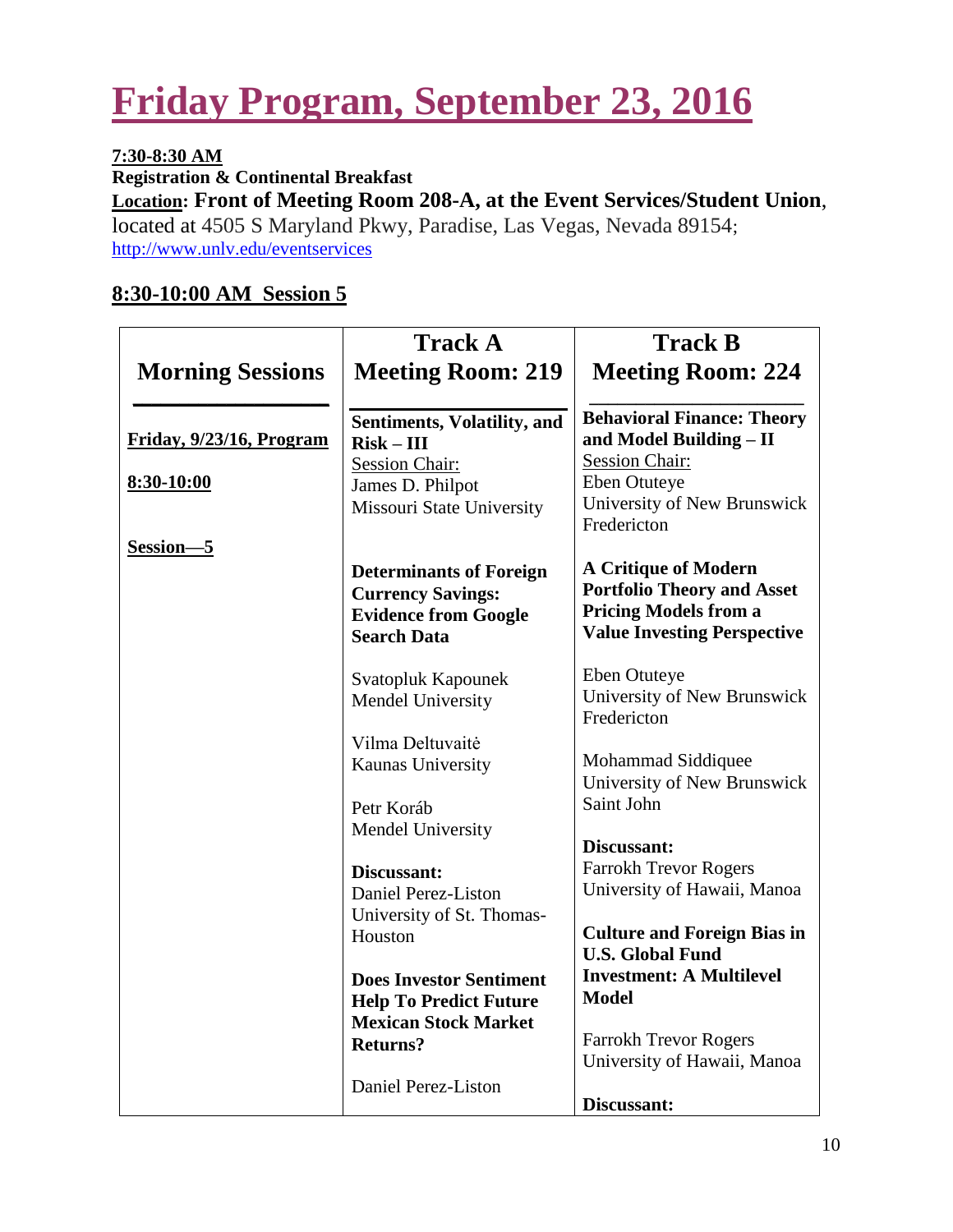# Friday Program, September 23, 2016

**7:30-8:30 AM**

**Registration & Continental Breakfast**

**Location: Front of Meeting Room 208-A, at the Event Services/Student Union**, located at 4505 S Maryland Pkwy, Paradise, Las Vegas, Nevada 89154; http://www.unlv.edu/eventservices

## 8:30-10:00 AM Session 5

| Morning Sessions | Track A<br>Meeting Room: 219 | Track B<br>Meeting Room: 224 |
|---|---|---|
| **Friday, 9/23/16, Program**<br><br>**8:30-10:00**<br><br>**Session—5** | **Sentiments, Volatility, and Risk – III**<br>Session Chair:<br>James D. Philpot<br>Missouri State University<br><br>**Determinants of Foreign Currency Savings: Evidence from Google Search Data**<br><br>Svatopluk Kapounek<br>Mendel University<br><br>Vilma Deltuvaitė<br>Kaunas University<br><br>Petr Koráb<br>Mendel University<br><br>**Discussant:**<br>Daniel Perez-Liston<br>University of St. Thomas-Houston<br><br>**Does Investor Sentiment Help To Predict Future Mexican Stock Market Returns?**<br><br>Daniel Perez-Liston | **Behavioral Finance: Theory and Model Building – II**<br>Session Chair:<br>Eben Otuteye<br>University of New Brunswick Fredericton<br><br>**A Critique of Modern Portfolio Theory and Asset Pricing Models from a Value Investing Perspective**<br><br>Eben Otuteye<br>University of New Brunswick Fredericton<br><br>Mohammad Siddiquee<br>University of New Brunswick Saint John<br><br>**Discussant:**<br>Farrokh Trevor Rogers<br>University of Hawaii, Manoa<br><br>**Culture and Foreign Bias in U.S. Global Fund Investment: A Multilevel Model**<br><br>Farrokh Trevor Rogers<br>University of Hawaii, Manoa<br><br>**Discussant:** |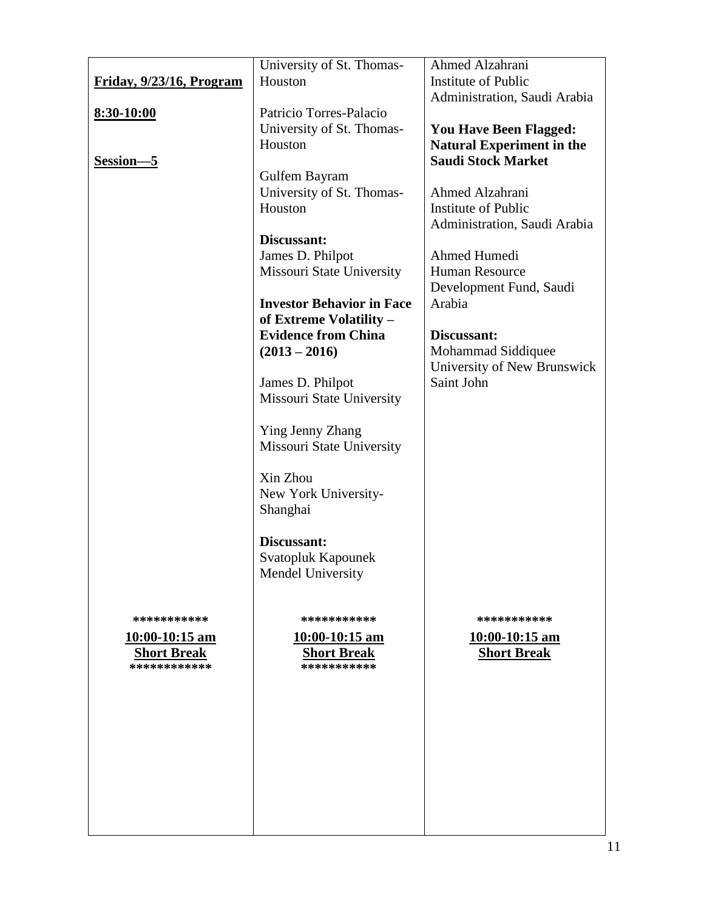| **Friday, 9/23/16, Program**<br><br>**8:30-10:00**<br><br>**Session—5** | University of St. Thomas-Houston<br><br>Patricio Torres-Palacio<br>University of St. Thomas-Houston<br><br>Gulfem Bayram<br>University of St. Thomas-Houston<br><br>**Discussant:**<br>James D. Philpot<br>Missouri State University<br><br>**Investor Behavior in Face of Extreme Volatility – Evidence from China (2013 – 2016)**<br><br>James D. Philpot<br>Missouri State University<br><br>Ying Jenny Zhang<br>Missouri State University<br><br>Xin Zhou<br>New York University-Shanghai<br><br>**Discussant:**<br>Svatopluk Kapounek<br>Mendel University | Ahmed Alzahrani<br>Institute of Public Administration, Saudi Arabia<br><br>**You Have Been Flagged: Natural Experiment in the Saudi Stock Market**<br><br>Ahmed Alzahrani<br>Institute of Public Administration, Saudi Arabia<br><br>Ahmed Humedi<br>Human Resource Development Fund, Saudi Arabia<br><br>**Discussant:**<br>Mohammad Siddiquee<br>University of New Brunswick Saint John |
|---|---|---|
| \*\*\*\*\*\*\*\*\*\*\*<br>**10:00-10:15 am**<br>**Short Break**<br>\*\*\*\*\*\*\*\*\*\*\*\* | \*\*\*\*\*\*\*\*\*\*\*<br>**10:00-10:15 am**<br>**Short Break**<br>\*\*\*\*\*\*\*\*\*\*\* | \*\*\*\*\*\*\*\*\*\*\*<br>**10:00-10:15 am**<br>**Short Break** |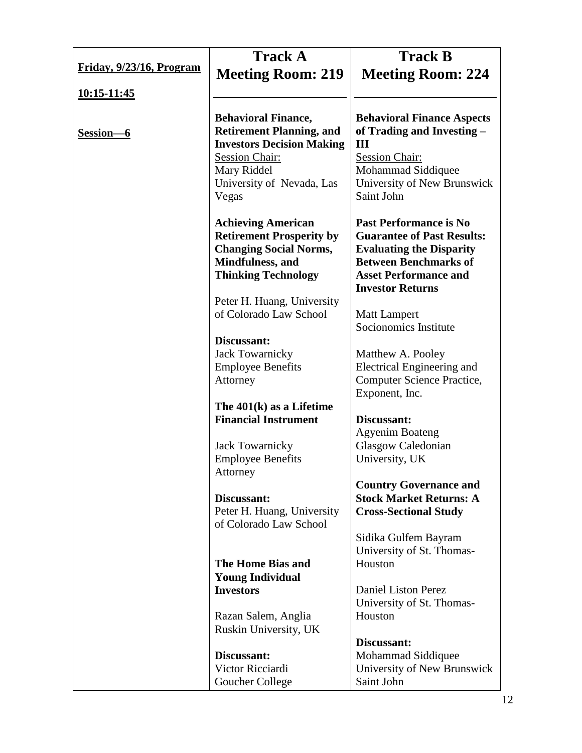| Friday, 9/23/16, Program<br><br>10:15-11:45<br><br>Session—6 | **Track A**<br>**Meeting Room: 219** | **Track B**<br>**Meeting Room: 224** |
|---|---|---|
| | **Behavioral Finance, Retirement Planning, and Investors Decision Making**<br>Session Chair:<br>Mary Riddel<br>University of Nevada, Las Vegas<br><br>**Achieving American Retirement Prosperity by Changing Social Norms, Mindfulness, and Thinking Technology**<br><br>Peter H. Huang, University of Colorado Law School<br><br>**Discussant:**<br>Jack Towarnicky<br>Employee Benefits Attorney<br><br>**The 401(k) as a Lifetime Financial Instrument**<br><br>Jack Towarnicky<br>Employee Benefits Attorney<br><br>**Discussant:**<br>Peter H. Huang, University of Colorado Law School<br><br>**The Home Bias and Young Individual Investors**<br><br>Razan Salem, Anglia Ruskin University, UK<br><br>**Discussant:**<br>Victor Ricciardi<br>Goucher College | **Behavioral Finance Aspects of Trading and Investing – III**<br>Session Chair:<br>Mohammad Siddiquee<br>University of New Brunswick Saint John<br><br>**Past Performance is No Guarantee of Past Results: Evaluating the Disparity Between Benchmarks of Asset Performance and Investor Returns**<br><br>Matt Lampert<br>Socionomics Institute<br><br>Matthew A. Pooley<br>Electrical Engineering and Computer Science Practice, Exponent, Inc.<br><br>**Discussant:**<br>Agyenim Boateng<br>Glasgow Caledonian University, UK<br><br>**Country Governance and Stock Market Returns: A Cross-Sectional Study**<br><br>Sidika Gulfem Bayram<br>University of St. Thomas-Houston<br><br>Daniel Liston Perez<br>University of St. Thomas-Houston<br><br>**Discussant:**<br>Mohammad Siddiquee<br>University of New Brunswick Saint John |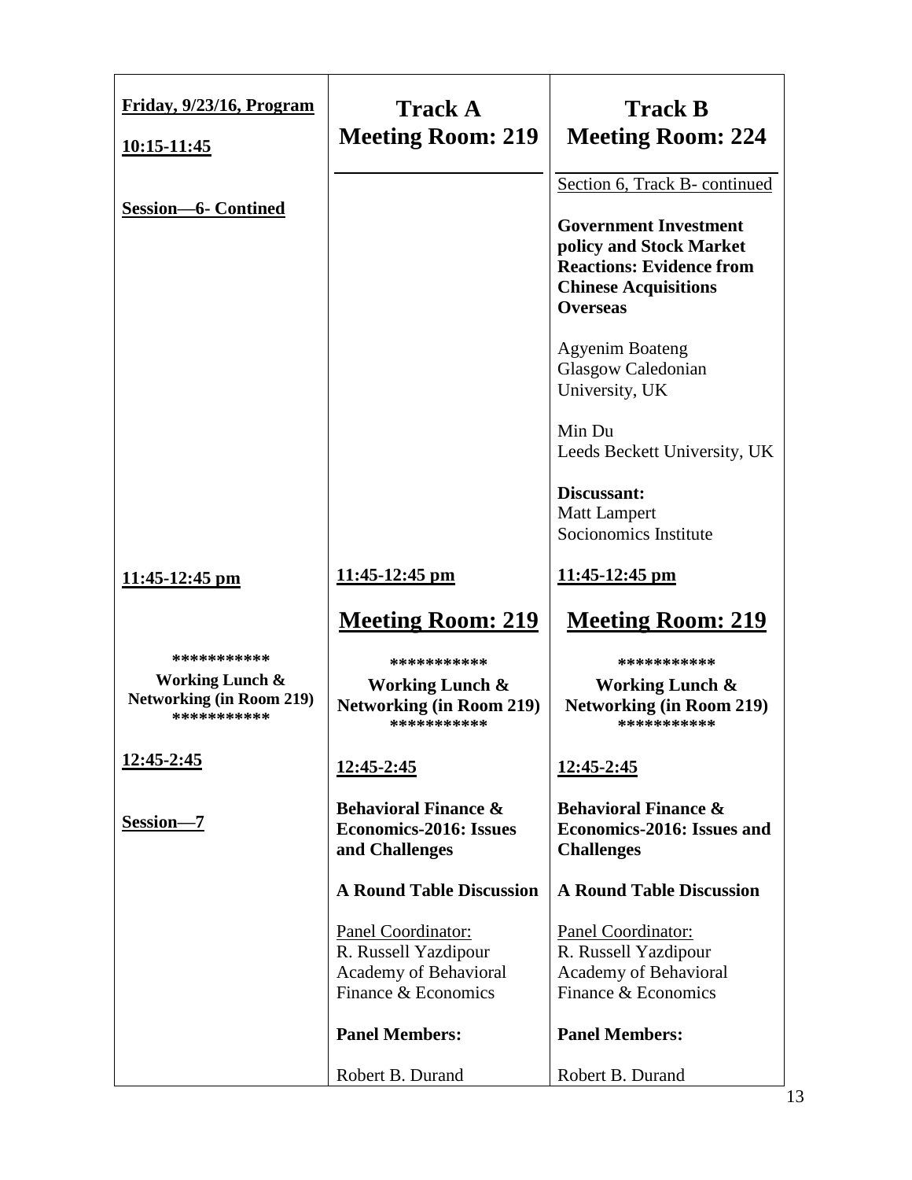| Friday, 9/23/16, Program<br><br>10:15-11:45 | Track A<br>Meeting Room: 219 | Track B<br>Meeting Room: 224 |
|---|---|---|
| **Session—6- Contined** | | Section 6, Track B- continued<br><br>**Government Investment policy and Stock Market Reactions: Evidence from Chinese Acquisitions Overseas**<br><br>Agyenim Boateng<br>Glasgow Caledonian University, UK<br><br>Min Du<br>Leeds Beckett University, UK<br><br>**Discussant:**<br>Matt Lampert<br>Socionomics Institute |
| **11:45-12:45 pm** | **11:45-12:45 pm**<br><br>**Meeting Room: 219** | **11:45-12:45 pm**<br><br>**Meeting Room: 219** |
| ***********<br>**Working Lunch & Networking (in Room 219)**<br>*********** | ***********<br>**Working Lunch & Networking (in Room 219)**<br>*********** | ***********<br>**Working Lunch & Networking (in Room 219)**<br>*********** |
| **12:45-2:45**<br><br>**Session—7** | **12:45-2:45**<br><br>**Behavioral Finance & Economics-2016: Issues and Challenges**<br><br>**A Round Table Discussion**<br><br>Panel Coordinator:<br>R. Russell Yazdipour<br>Academy of Behavioral Finance & Economics<br><br>**Panel Members:**<br><br>Robert B. Durand | **12:45-2:45**<br><br>**Behavioral Finance & Economics-2016: Issues and Challenges**<br><br>**A Round Table Discussion**<br><br>Panel Coordinator:<br>R. Russell Yazdipour<br>Academy of Behavioral Finance & Economics<br><br>**Panel Members:**<br><br>Robert B. Durand |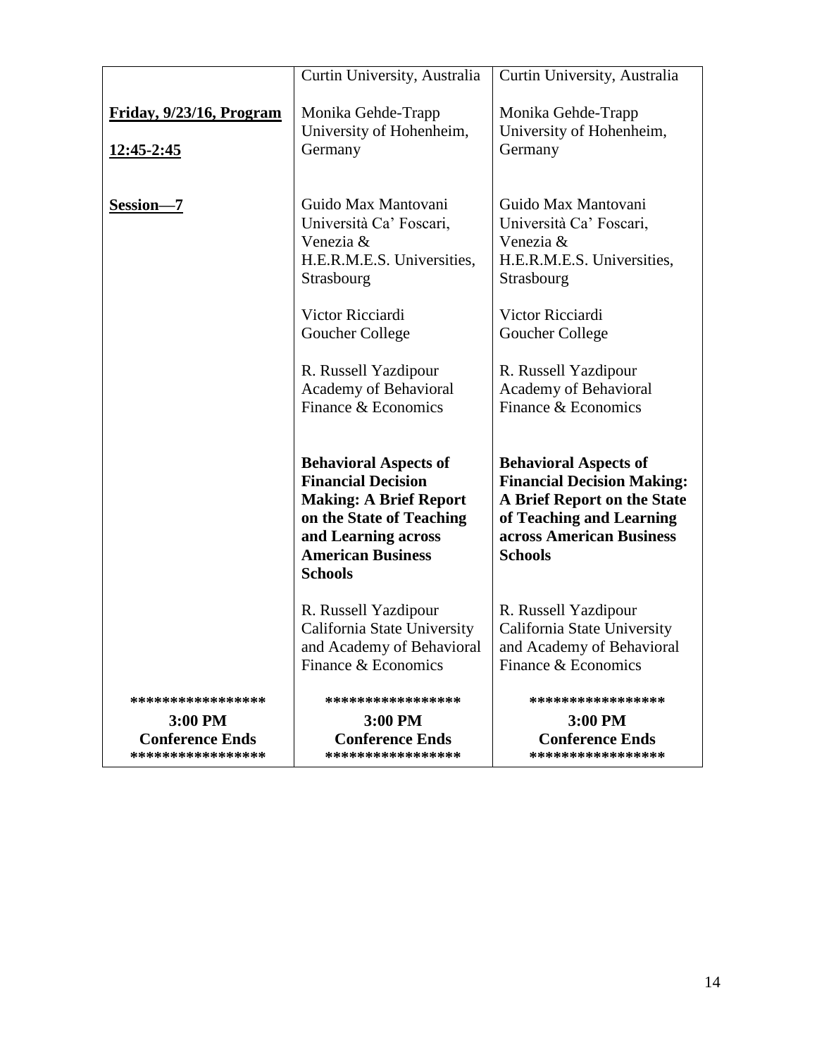| | | |
|---|---|---|
| | Curtin University, Australia | Curtin University, Australia |
| **Friday, 9/23/16, Program** **12:45-2:45** | Monika Gehde-Trapp University of Hohenheim, Germany | Monika Gehde-Trapp University of Hohenheim, Germany |
| **Session—7** | Guido Max Mantovani Università Ca' Foscari, Venezia & H.E.R.M.E.S. Universities, Strasbourg<br><br>Victor Ricciardi Goucher College<br><br>R. Russell Yazdipour Academy of Behavioral Finance & Economics | Guido Max Mantovani Università Ca' Foscari, Venezia & H.E.R.M.E.S. Universities, Strasbourg<br><br>Victor Ricciardi Goucher College<br><br>R. Russell Yazdipour Academy of Behavioral Finance & Economics |
| | **Behavioral Aspects of Financial Decision Making: A Brief Report on the State of Teaching and Learning across American Business Schools**<br><br>R. Russell Yazdipour California State University and Academy of Behavioral Finance & Economics | **Behavioral Aspects of Financial Decision Making: A Brief Report on the State of Teaching and Learning across American Business Schools**<br><br>R. Russell Yazdipour California State University and Academy of Behavioral Finance & Economics |
| **\*\*\*\*\*\*\*\*\*\*\*\*\*\*\*\*\*** **3:00 PM** **Conference Ends** **\*\*\*\*\*\*\*\*\*\*\*\*\*\*\*\*\*** | **\*\*\*\*\*\*\*\*\*\*\*\*\*\*\*\*\*** **3:00 PM** **Conference Ends** **\*\*\*\*\*\*\*\*\*\*\*\*\*\*\*\*\*** | **\*\*\*\*\*\*\*\*\*\*\*\*\*\*\*\*\*** **3:00 PM** **Conference Ends** **\*\*\*\*\*\*\*\*\*\*\*\*\*\*\*\*\*** |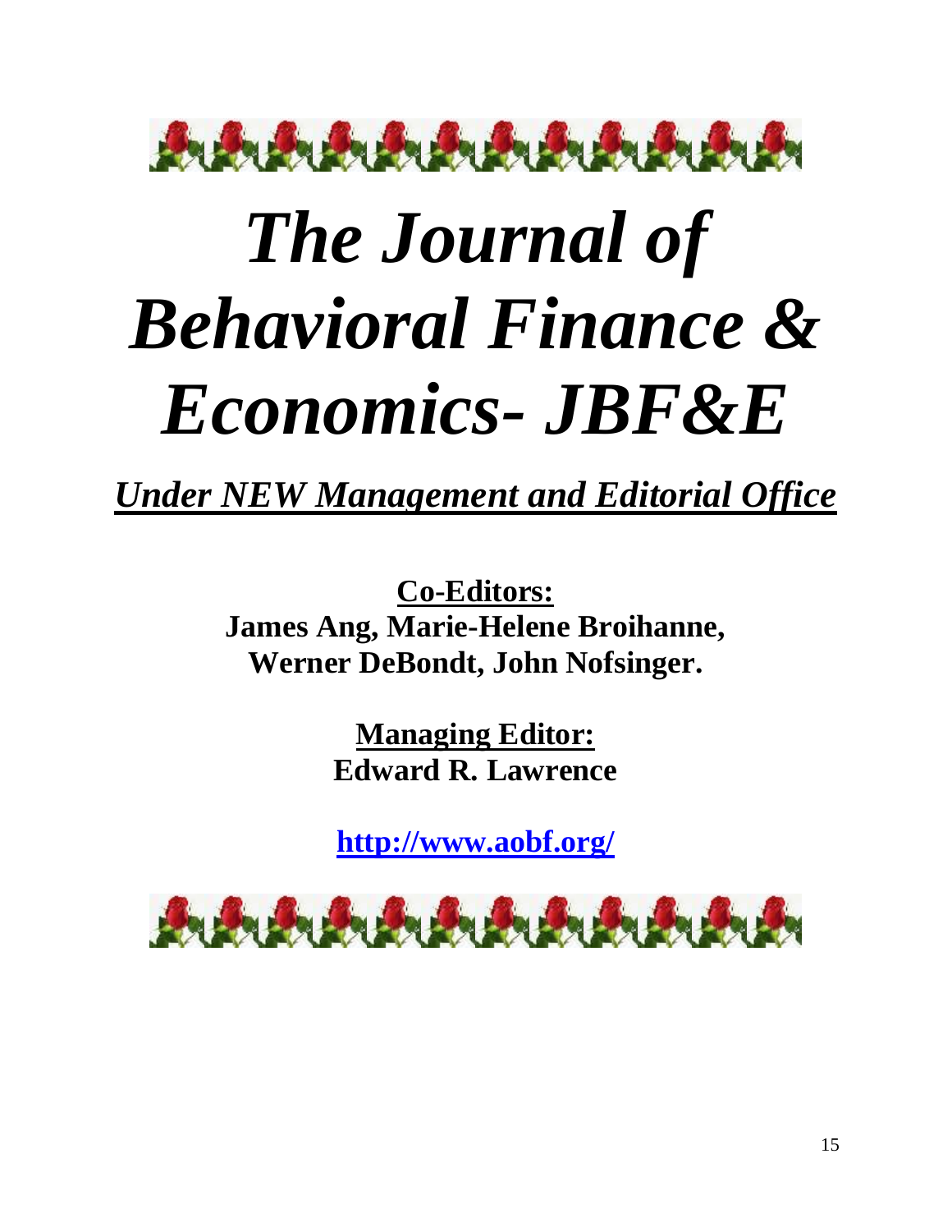# *The Journal of Behavioral Finance & Economics- JBF&E*

***Under NEW Management and Editorial Office***

**Co-Editors:**
**James Ang, Marie-Helene Broihanne, Werner DeBondt, John Nofsinger.**

**Managing Editor:**
**Edward R. Lawrence**

**http://www.aobf.org/**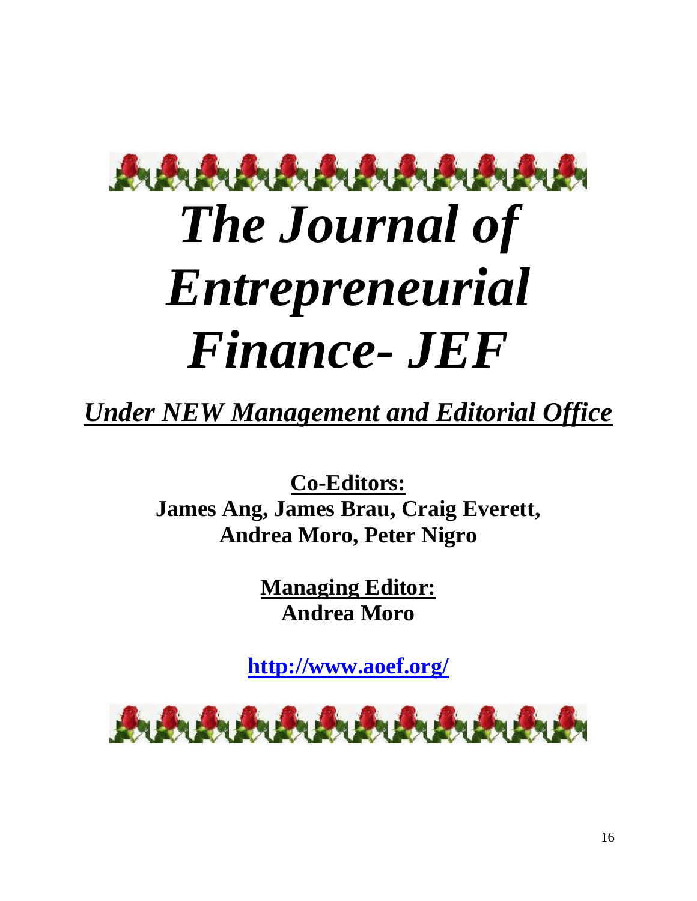# *The Journal of Entrepreneurial Finance- JEF*

***Under NEW Management and Editorial Office***

**Co-Editors:**
**James Ang, James Brau, Craig Everett, Andrea Moro, Peter Nigro**

**Managing Editor:**
**Andrea Moro**

**http://www.aoef.org/**